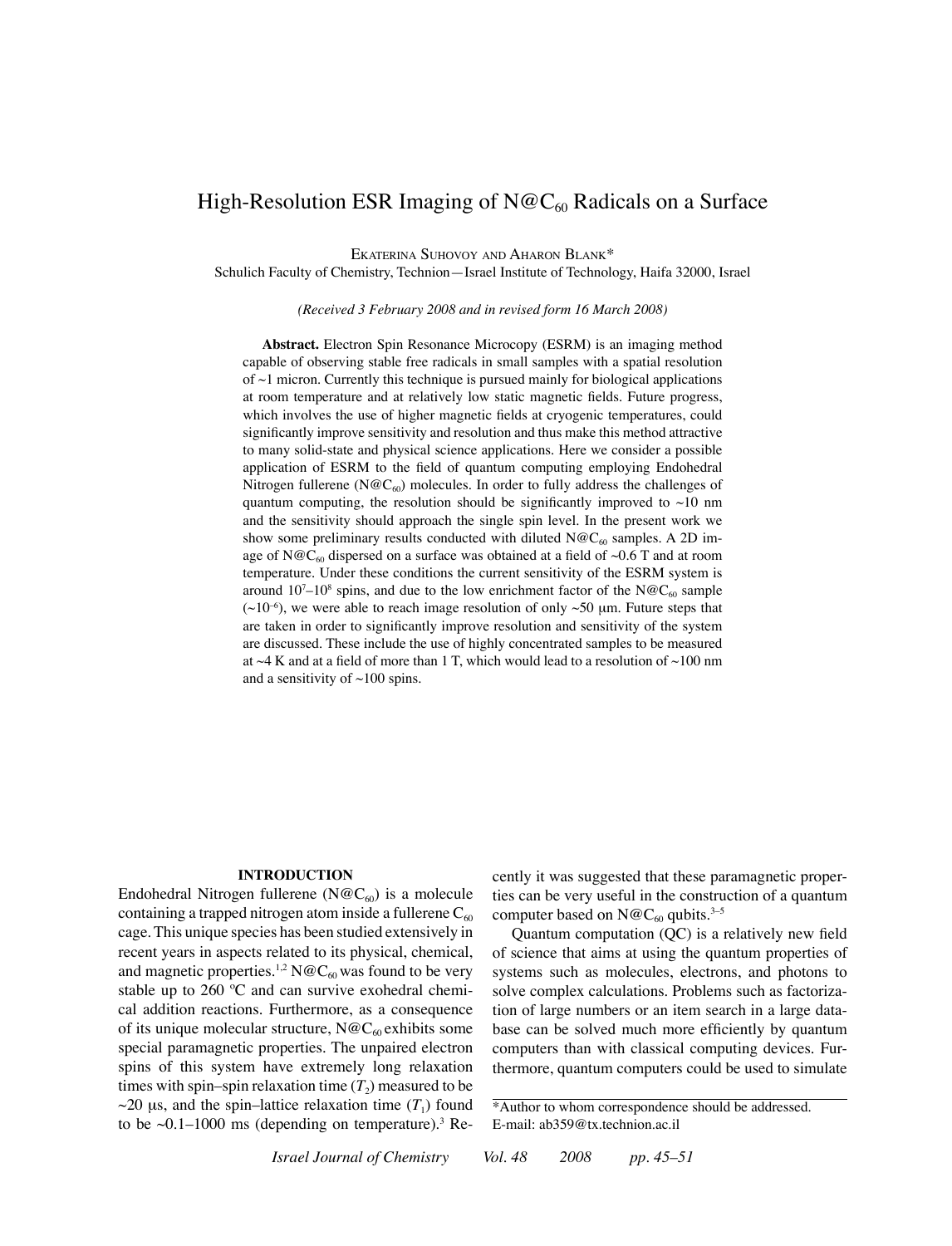# High-Resolution ESR Imaging of $N@C_{60}$ Radicals on a Surface

Ekaterina Suhovoy and Aharon Blank*

Schulich Faculty of Chemistry, Technion—Israel Institute of Technology, Haifa 32000, Israel

*(Received 3 February 2008 and in revised form 16 March 2008)*

**Abstract.** Electron Spin Resonance Microcopy (ESRM) is an imaging method capable of observing stable free radicals in small samples with a spatial resolution of ~1 micron. Currently this technique is pursued mainly for biological applications at room temperature and at relatively low static magnetic fields. Future progress, which involves the use of higher magnetic fields at cryogenic temperatures, could significantly improve sensitivity and resolution and thus make this method attractive to many solid-state and physical science applications. Here we consider a possible application of ESRM to the field of quantum computing employing Endohedral Nitrogen fullerene ($N@C_{60}$) molecules. In order to fully address the challenges of quantum computing, the resolution should be significantly improved to ~10 nm and the sensitivity should approach the single spin level. In the present work we show some preliminary results conducted with diluted $N@C_{60}$ samples. A 2D image of $N@C_{60}$ dispersed on a surface was obtained at a field of ~0.6 T and at room temperature. Under these conditions the current sensitivity of the ESRM system is around $10^7$–$10^8$ spins, and due to the low enrichment factor of the $N@C_{60}$ sample (~$10^{-6}$), we were able to reach image resolution of only ~50 μm. Future steps that are taken in order to significantly improve resolution and sensitivity of the system are discussed. These include the use of highly concentrated samples to be measured at ~4 K and at a field of more than 1 T, which would lead to a resolution of ~100 nm and a sensitivity of ~100 spins.

## INTRODUCTION

Endohedral Nitrogen fullerene ($N@C_{60}$) is a molecule containing a trapped nitrogen atom inside a fullerene $C_{60}$ cage. This unique species has been studied extensively in recent years in aspects related to its physical, chemical, and magnetic properties.[1,2] $N@C_{60}$ was found to be very stable up to 260 ºC and can survive exohedral chemical addition reactions. Furthermore, as a consequence of its unique molecular structure, $N@C_{60}$ exhibits some special paramagnetic properties. The unpaired electron spins of this system have extremely long relaxation times with spin–spin relaxation time ($T_2$) measured to be ~20 μs, and the spin–lattice relaxation time ($T_1$) found to be ~0.1–1000 ms (depending on temperature).[3] Recently it was suggested that these paramagnetic properties can be very useful in the construction of a quantum computer based on $N@C_{60}$ qubits.[3–5]

Quantum computation (QC) is a relatively new field of science that aims at using the quantum properties of systems such as molecules, electrons, and photons to solve complex calculations. Problems such as factorization of large numbers or an item search in a large database can be solved much more efficiently by quantum computers than with classical computing devices. Furthermore, quantum computers could be used to simulate

*Author to whom correspondence should be addressed.
E-mail: ab359@tx.technion.ac.il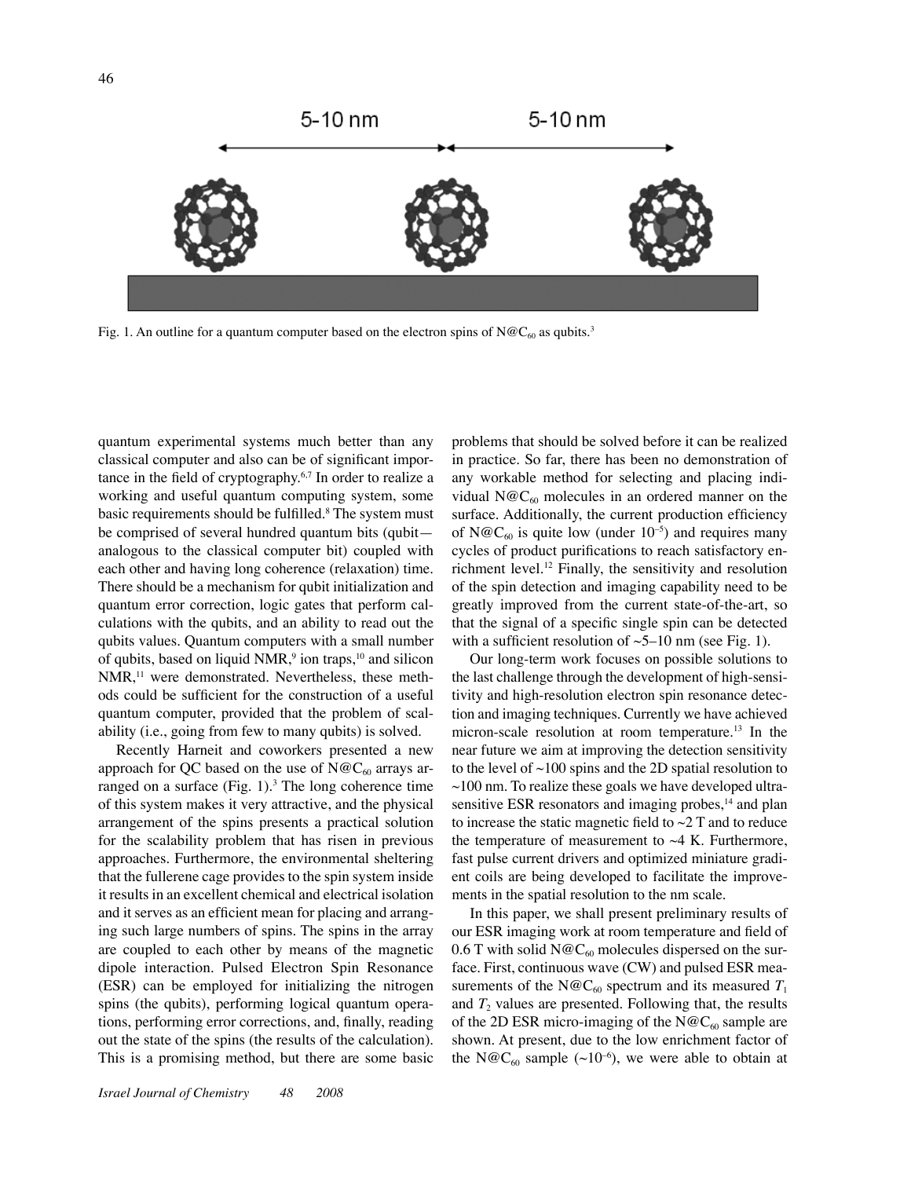Fig. 1. An outline for a quantum computer based on the electron spins of $N@C_{60}$ as qubits.[3]

quantum experimental systems much better than any classical computer and also can be of significant importance in the field of cryptography.[6,7] In order to realize a working and useful quantum computing system, some basic requirements should be fulfilled.[8] The system must be comprised of several hundred quantum bits (qubit—analogous to the classical computer bit) coupled with each other and having long coherence (relaxation) time. There should be a mechanism for qubit initialization and quantum error correction, logic gates that perform calculations with the qubits, and an ability to read out the qubits values. Quantum computers with a small number of qubits, based on liquid NMR,[9] ion traps,[10] and silicon NMR,[11] were demonstrated. Nevertheless, these methods could be sufficient for the construction of a useful quantum computer, provided that the problem of scalability (i.e., going from few to many qubits) is solved.

Recently Harneit and coworkers presented a new approach for QC based on the use of $N@C_{60}$ arrays arranged on a surface (Fig. 1).[3] The long coherence time of this system makes it very attractive, and the physical arrangement of the spins presents a practical solution for the scalability problem that has risen in previous approaches. Furthermore, the environmental sheltering that the fullerene cage provides to the spin system inside it results in an excellent chemical and electrical isolation and it serves as an efficient mean for placing and arranging such large numbers of spins. The spins in the array are coupled to each other by means of the magnetic dipole interaction. Pulsed Electron Spin Resonance (ESR) can be employed for initializing the nitrogen spins (the qubits), performing logical quantum operations, performing error corrections, and, finally, reading out the state of the spins (the results of the calculation). This is a promising method, but there are some basic problems that should be solved before it can be realized in practice. So far, there has been no demonstration of any workable method for selecting and placing individual $N@C_{60}$ molecules in an ordered manner on the surface. Additionally, the current production efficiency of $N@C_{60}$ is quite low (under $10^{-5}$) and requires many cycles of product purifications to reach satisfactory enrichment level.[12] Finally, the sensitivity and resolution of the spin detection and imaging capability need to be greatly improved from the current state-of-the-art, so that the signal of a specific single spin can be detected with a sufficient resolution of ~5–10 nm (see Fig. 1).

Our long-term work focuses on possible solutions to the last challenge through the development of high-sensitivity and high-resolution electron spin resonance detection and imaging techniques. Currently we have achieved micron-scale resolution at room temperature.[13] In the near future we aim at improving the detection sensitivity to the level of ~100 spins and the 2D spatial resolution to ~100 nm. To realize these goals we have developed ultra-sensitive ESR resonators and imaging probes,[14] and plan to increase the static magnetic field to ~2 T and to reduce the temperature of measurement to ~4 K. Furthermore, fast pulse current drivers and optimized miniature gradient coils are being developed to facilitate the improvements in the spatial resolution to the nm scale.

In this paper, we shall present preliminary results of our ESR imaging work at room temperature and field of 0.6 T with solid $N@C_{60}$ molecules dispersed on the surface. First, continuous wave (CW) and pulsed ESR measurements of the $N@C_{60}$ spectrum and its measured $T_1$ and $T_2$ values are presented. Following that, the results of the 2D ESR micro-imaging of the $N@C_{60}$ sample are shown. At present, due to the low enrichment factor of the $N@C_{60}$ sample (~$10^{-6}$), we were able to obtain at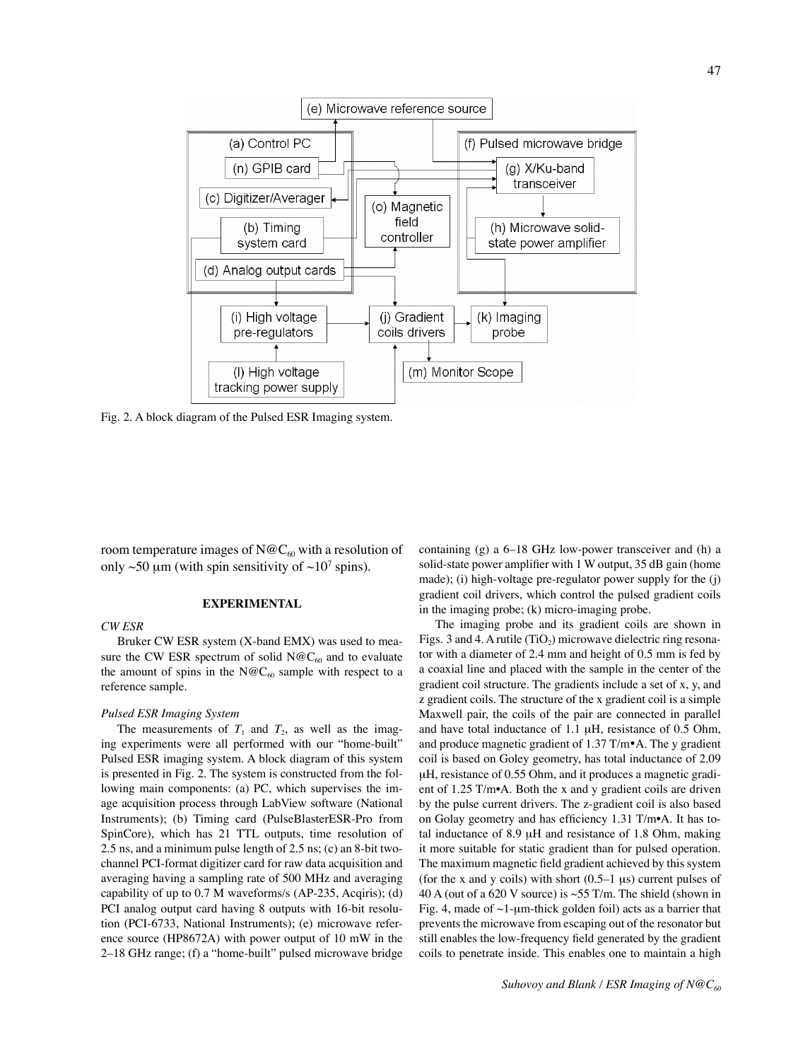Fig. 2. A block diagram of the Pulsed ESR Imaging system.

room temperature images of N@$C_{60}$ with a resolution of only ~50 μm (with spin sensitivity of ~$10^7$ spins).

## EXPERIMENTAL

### *CW ESR*

Bruker CW ESR system (X-band EMX) was used to measure the CW ESR spectrum of solid N@$C_{60}$ and to evaluate the amount of spins in the N@$C_{60}$ sample with respect to a reference sample.

### *Pulsed ESR Imaging System*

The measurements of $T_1$ and $T_2$, as well as the imaging experiments were all performed with our "home-built" Pulsed ESR imaging system. A block diagram of this system is presented in Fig. 2. The system is constructed from the following main components: (a) PC, which supervises the image acquisition process through LabView software (National Instruments); (b) Timing card (PulseBlasterESR-Pro from SpinCore), which has 21 TTL outputs, time resolution of 2.5 ns, and a minimum pulse length of 2.5 ns; (c) an 8-bit two-channel PCI-format digitizer card for raw data acquisition and averaging having a sampling rate of 500 MHz and averaging capability of up to 0.7 M waveforms/s (AP-235, Acqiris); (d) PCI analog output card having 8 outputs with 16-bit resolution (PCI-6733, National Instruments); (e) microwave reference source (HP8672A) with power output of 10 mW in the 2–18 GHz range; (f) a "home-built" pulsed microwave bridge containing (g) a 6–18 GHz low-power transceiver and (h) a solid-state power amplifier with 1 W output, 35 dB gain (home made); (i) high-voltage pre-regulator power supply for the (j) gradient coil drivers, which control the pulsed gradient coils in the imaging probe; (k) micro-imaging probe.

The imaging probe and its gradient coils are shown in Figs. 3 and 4. A rutile ($TiO_2$) microwave dielectric ring resonator with a diameter of 2.4 mm and height of 0.5 mm is fed by a coaxial line and placed with the sample in the center of the gradient coil structure. The gradients include a set of x, y, and z gradient coils. The structure of the x gradient coil is a simple Maxwell pair, the coils of the pair are connected in parallel and have total inductance of 1.1 μH, resistance of 0.5 Ohm, and produce magnetic gradient of 1.37 T/m•A. The y gradient coil is based on Goley geometry, has total inductance of 2.09 μH, resistance of 0.55 Ohm, and it produces a magnetic gradient of 1.25 T/m•A. Both the x and y gradient coils are driven by the pulse current drivers. The z-gradient coil is also based on Golay geometry and has efficiency 1.31 T/m•A. It has total inductance of 8.9 μH and resistance of 1.8 Ohm, making it more suitable for static gradient than for pulsed operation. The maximum magnetic field gradient achieved by this system (for the x and y coils) with short (0.5–1 μs) current pulses of 40 A (out of a 620 V source) is ~55 T/m. The shield (shown in Fig. 4, made of ~1-μm-thick golden foil) acts as a barrier that prevents the microwave from escaping out of the resonator but still enables the low-frequency field generated by the gradient coils to penetrate inside. This enables one to maintain a high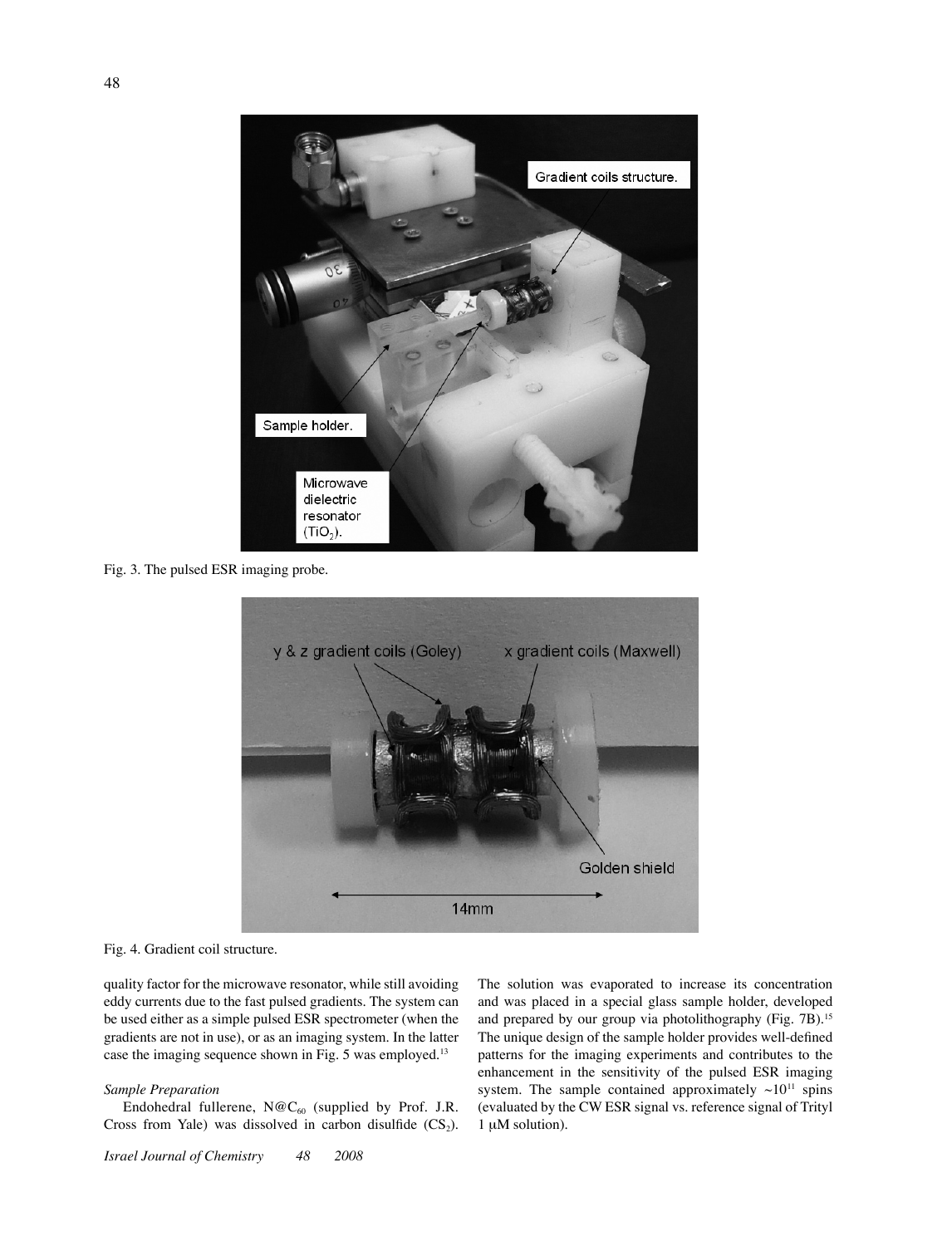Fig. 3. The pulsed ESR imaging probe.

Fig. 4. Gradient coil structure.

quality factor for the microwave resonator, while still avoiding eddy currents due to the fast pulsed gradients. The system can be used either as a simple pulsed ESR spectrometer (when the gradients are not in use), or as an imaging system. In the latter case the imaging sequence shown in Fig. 5 was employed.[13]

*Sample Preparation*

Endohedral fullerene, N@$C_{60}$ (supplied by Prof. J.R. Cross from Yale) was dissolved in carbon disulfide ($CS_2$). The solution was evaporated to increase its concentration and was placed in a special glass sample holder, developed and prepared by our group via photolithography (Fig. 7B).[15] The unique design of the sample holder provides well-defined patterns for the imaging experiments and contributes to the enhancement in the sensitivity of the pulsed ESR imaging system. The sample contained approximately $\sim 10^{11}$ spins (evaluated by the CW ESR signal vs. reference signal of Trityl 1 μM solution).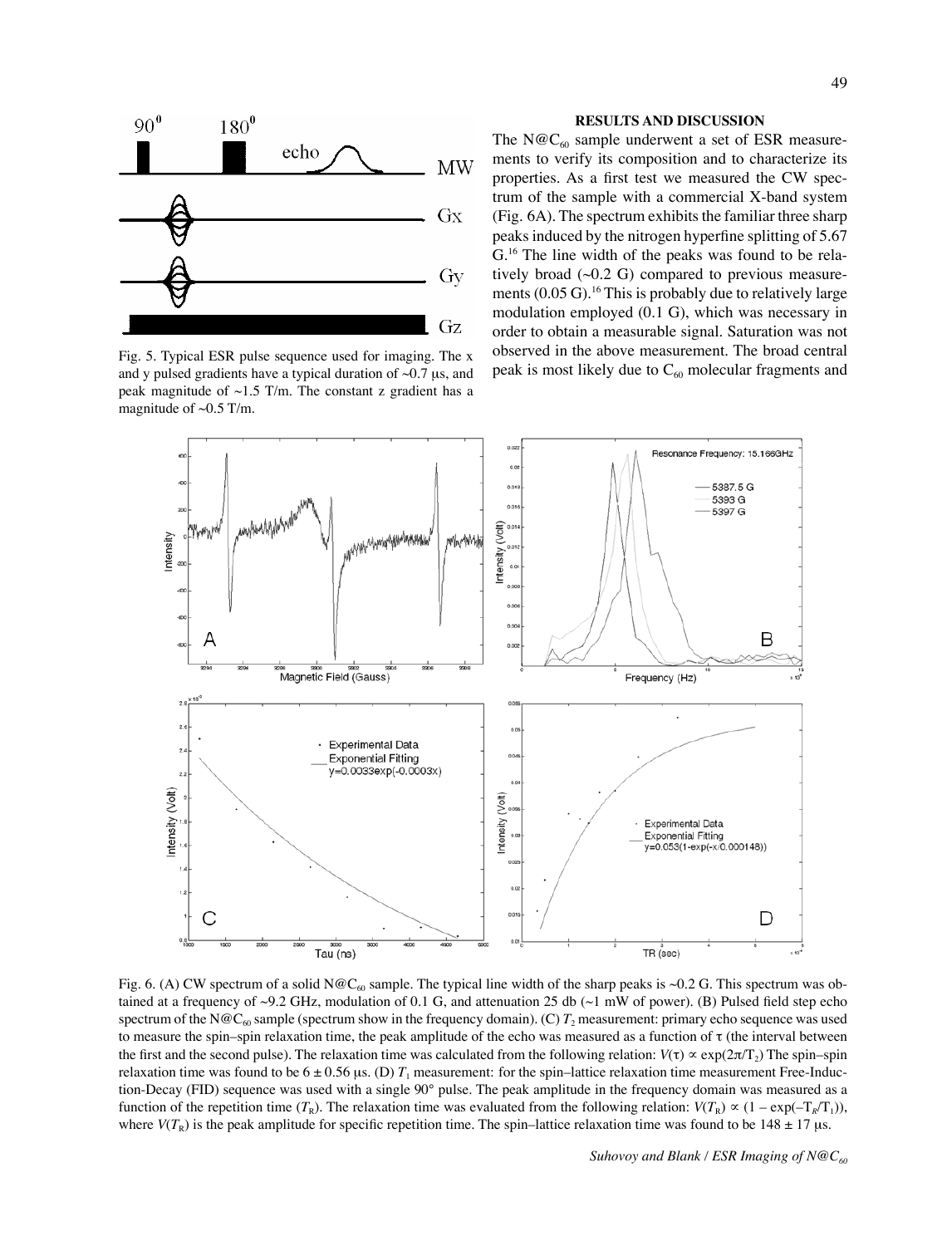Fig. 5. Typical ESR pulse sequence used for imaging. The x and y pulsed gradients have a typical duration of ~0.7 μs, and peak magnitude of ~1.5 T/m. The constant z gradient has a magnitude of ~0.5 T/m.

## RESULTS AND DISCUSSION

The $N@C_{60}$ sample underwent a set of ESR measurements to verify its composition and to characterize its properties. As a first test we measured the CW spectrum of the sample with a commercial X-band system (Fig. 6A). The spectrum exhibits the familiar three sharp peaks induced by the nitrogen hyperfine splitting of 5.67 G.[16] The line width of the peaks was found to be relatively broad (~0.2 G) compared to previous measurements (0.05 G).[16] This is probably due to relatively large modulation employed (0.1 G), which was necessary in order to obtain a measurable signal. Saturation was not observed in the above measurement. The broad central peak is most likely due to $C_{60}$ molecular fragments and

Fig. 6. (A) CW spectrum of a solid $N@C_{60}$ sample. The typical line width of the sharp peaks is ~0.2 G. This spectrum was obtained at a frequency of ~9.2 GHz, modulation of 0.1 G, and attenuation 25 db (~1 mW of power). (B) Pulsed field step echo spectrum of the $N@C_{60}$ sample (spectrum show in the frequency domain). (C) $T_2$ measurement: primary echo sequence was used to measure the spin–spin relaxation time, the peak amplitude of the echo was measured as a function of τ (the interval between the first and the second pulse). The relaxation time was calculated from the following relation: $V(\tau) \propto \exp(2\pi/T_2)$ The spin–spin relaxation time was found to be 6 ± 0.56 μs. (D) $T_1$ measurement: for the spin–lattice relaxation time measurement Free-Induction-Decay (FID) sequence was used with a single 90° pulse. The peak amplitude in the frequency domain was measured as a function of the repetition time ($T_R$). The relaxation time was evaluated from the following relation: $V(T_R) \propto (1 - \exp(-T_R/T_1))$, where $V(T_R)$ is the peak amplitude for specific repetition time. The spin–lattice relaxation time was found to be 148 ± 17 μs.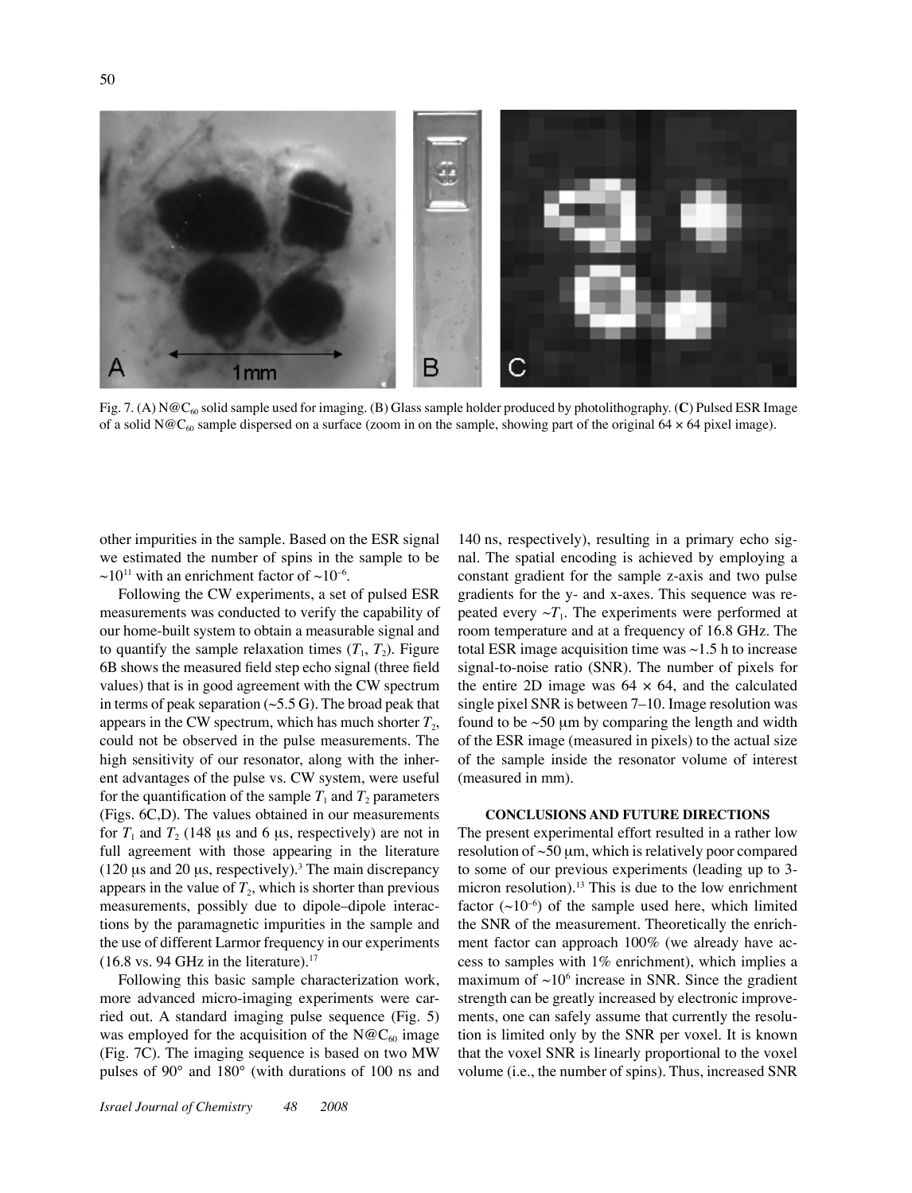Fig. 7. (A) N@$C_{60}$ solid sample used for imaging. (B) Glass sample holder produced by photolithography. (**C**) Pulsed ESR Image of a solid N@$C_{60}$ sample dispersed on a surface (zoom in on the sample, showing part of the original 64 × 64 pixel image).

other impurities in the sample. Based on the ESR signal we estimated the number of spins in the sample to be ~$10^{11}$ with an enrichment factor of ~$10^{-6}$.

Following the CW experiments, a set of pulsed ESR measurements was conducted to verify the capability of our home-built system to obtain a measurable signal and to quantify the sample relaxation times ($T_1$, $T_2$). Figure 6B shows the measured field step echo signal (three field values) that is in good agreement with the CW spectrum in terms of peak separation (~5.5 G). The broad peak that appears in the CW spectrum, which has much shorter $T_2$, could not be observed in the pulse measurements. The high sensitivity of our resonator, along with the inherent advantages of the pulse vs. CW system, were useful for the quantification of the sample $T_1$ and $T_2$ parameters (Figs. 6C,D). The values obtained in our measurements for $T_1$ and $T_2$ (148 μs and 6 μs, respectively) are not in full agreement with those appearing in the literature (120 μs and 20 μs, respectively).[3] The main discrepancy appears in the value of $T_2$, which is shorter than previous measurements, possibly due to dipole–dipole interactions by the paramagnetic impurities in the sample and the use of different Larmor frequency in our experiments (16.8 vs. 94 GHz in the literature).[17]

Following this basic sample characterization work, more advanced micro-imaging experiments were carried out. A standard imaging pulse sequence (Fig. 5) was employed for the acquisition of the N@$C_{60}$ image (Fig. 7C). The imaging sequence is based on two MW pulses of 90° and 180° (with durations of 100 ns and 140 ns, respectively), resulting in a primary echo signal. The spatial encoding is achieved by employing a constant gradient for the sample z-axis and two pulse gradients for the y- and x-axes. This sequence was repeated every ~$T_1$. The experiments were performed at room temperature and at a frequency of 16.8 GHz. The total ESR image acquisition time was ~1.5 h to increase signal-to-noise ratio (SNR). The number of pixels for the entire 2D image was 64 × 64, and the calculated single pixel SNR is between 7–10. Image resolution was found to be ~50 μm by comparing the length and width of the ESR image (measured in pixels) to the actual size of the sample inside the resonator volume of interest (measured in mm).

## CONCLUSIONS AND FUTURE DIRECTIONS

The present experimental effort resulted in a rather low resolution of ~50 μm, which is relatively poor compared to some of our previous experiments (leading up to 3-micron resolution).[13] This is due to the low enrichment factor (~$10^{-6}$) of the sample used here, which limited the SNR of the measurement. Theoretically the enrichment factor can approach 100% (we already have access to samples with 1% enrichment), which implies a maximum of ~$10^6$ increase in SNR. Since the gradient strength can be greatly increased by electronic improvements, one can safely assume that currently the resolution is limited only by the SNR per voxel. It is known that the voxel SNR is linearly proportional to the voxel volume (i.e., the number of spins). Thus, increased SNR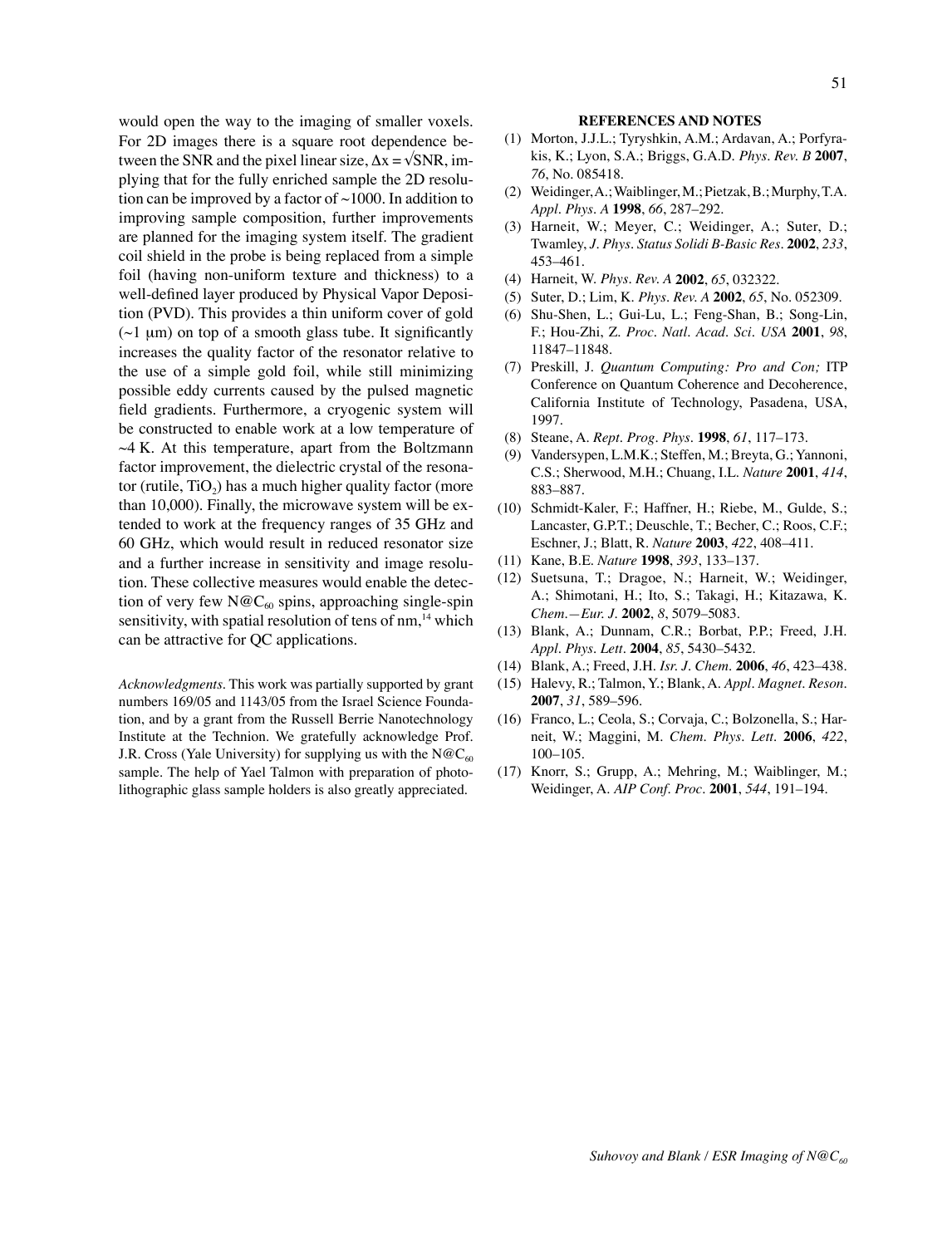would open the way to the imaging of smaller voxels. For 2D images there is a square root dependence between the SNR and the pixel linear size, $\Delta x = \sqrt{\text{SNR}}$, implying that for the fully enriched sample the 2D resolution can be improved by a factor of ~1000. In addition to improving sample composition, further improvements are planned for the imaging system itself. The gradient coil shield in the probe is being replaced from a simple foil (having non-uniform texture and thickness) to a well-defined layer produced by Physical Vapor Deposition (PVD). This provides a thin uniform cover of gold (~1 μm) on top of a smooth glass tube. It significantly increases the quality factor of the resonator relative to the use of a simple gold foil, while still minimizing possible eddy currents caused by the pulsed magnetic field gradients. Furthermore, a cryogenic system will be constructed to enable work at a low temperature of ~4 K. At this temperature, apart from the Boltzmann factor improvement, the dielectric crystal of the resonator (rutile, $TiO_2$) has a much higher quality factor (more than 10,000). Finally, the microwave system will be extended to work at the frequency ranges of 35 GHz and 60 GHz, which would result in reduced resonator size and a further increase in sensitivity and image resolution. These collective measures would enable the detection of very few $N@C_{60}$ spins, approaching single-spin sensitivity, with spatial resolution of tens of nm,[14] which can be attractive for QC applications.

*Acknowledgments.* This work was partially supported by grant numbers 169/05 and 1143/05 from the Israel Science Foundation, and by a grant from the Russell Berrie Nanotechnology Institute at the Technion. We gratefully acknowledge Prof. J.R. Cross (Yale University) for supplying us with the $N@C_{60}$ sample. The help of Yael Talmon with preparation of photolithographic glass sample holders is also greatly appreciated.

## REFERENCES AND NOTES

(1) Morton, J.J.L.; Tyryshkin, A.M.; Ardavan, A.; Porfyrakis, K.; Lyon, S.A.; Briggs, G.A.D. *Phys. Rev. B* **2007**, *76*, No. 085418.

(2) Weidinger, A.; Waiblinger, M.; Pietzak, B.; Murphy, T.A. *Appl. Phys. A* **1998**, *66*, 287–292.

(3) Harneit, W.; Meyer, C.; Weidinger, A.; Suter, D.; Twamley, *J. Phys. Status Solidi B-Basic Res.* **2002**, *233*, 453–461.

(4) Harneit, W. *Phys. Rev. A* **2002**, *65*, 032322.

(5) Suter, D.; Lim, K. *Phys. Rev. A* **2002**, *65*, No. 052309.

(6) Shu-Shen, L.; Gui-Lu, L.; Feng-Shan, B.; Song-Lin, F.; Hou-Zhi, Z. *Proc. Natl. Acad. Sci. USA* **2001**, *98*, 11847–11848.

(7) Preskill, J. *Quantum Computing: Pro and Con;* ITP Conference on Quantum Coherence and Decoherence, California Institute of Technology, Pasadena, USA, 1997.

(8) Steane, A. *Rept. Prog. Phys.* **1998**, *61*, 117–173.

(9) Vandersypen, L.M.K.; Steffen, M.; Breyta, G.; Yannoni, C.S.; Sherwood, M.H.; Chuang, I.L. *Nature* **2001**, *414*, 883–887.

(10) Schmidt-Kaler, F.; Haffner, H.; Riebe, M., Gulde, S.; Lancaster, G.P.T.; Deuschle, T.; Becher, C.; Roos, C.F.; Eschner, J.; Blatt, R. *Nature* **2003**, *422*, 408–411.

(11) Kane, B.E. *Nature* **1998**, *393*, 133–137.

(12) Suetsuna, T.; Dragoe, N.; Harneit, W.; Weidinger, A.; Shimotani, H.; Ito, S.; Takagi, H.; Kitazawa, K. *Chem.—Eur. J.* **2002**, *8*, 5079–5083.

(13) Blank, A.; Dunnam, C.R.; Borbat, P.P.; Freed, J.H. *Appl. Phys. Lett.* **2004**, *85*, 5430–5432.

(14) Blank, A.; Freed, J.H. *Isr. J. Chem.* **2006**, *46*, 423–438.

(15) Halevy, R.; Talmon, Y.; Blank, A. *Appl. Magnet. Reson.* **2007**, *31*, 589–596.

(16) Franco, L.; Ceola, S.; Corvaja, C.; Bolzonella, S.; Harneit, W.; Maggini, M. *Chem. Phys. Lett.* **2006**, *422*, 100–105.

(17) Knorr, S.; Grupp, A.; Mehring, M.; Waiblinger, M.; Weidinger, A. *AIP Conf. Proc.* **2001**, *544*, 191–194.